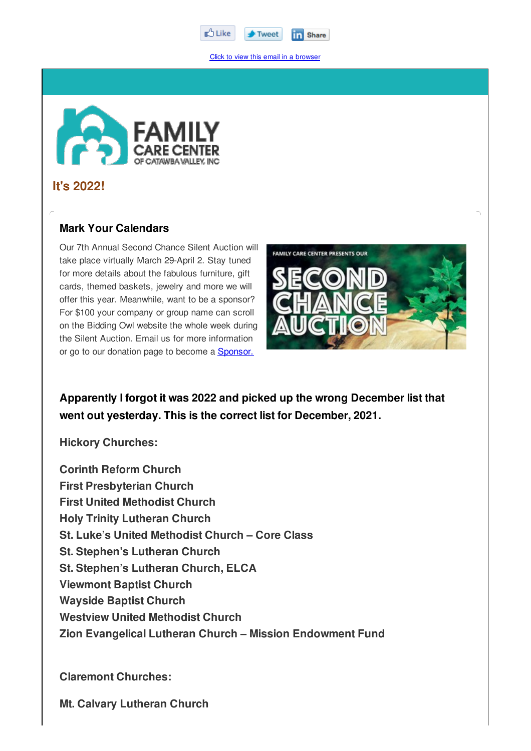Like Tweet Share

Click to view this email in a browser

FAMILY CARE CENTER OF CATAWBA VALLEY, INC

## It's 2022!

### Mark Your Calendars

Our 7th Annual Second Chance Silent Auction will take place virtually March 29-April 2. Stay tuned for more details about the fabulous furniture, gift cards, themed baskets, jewelry and more we will offer this year. Meanwhile, want to be a sponsor? For $100 your company or group name can scroll on the Bidding Owl website the whole week during the Silent Auction. Email us for more information or go to our donation page to become a Sponsor.

FAMILY CARE CENTER PRESENTS OUR SECOND CHANCE AUCTION

**Apparently I forgot it was 2022 and picked up the wrong December list that went out yesterday. This is the correct list for December, 2021.**

**Hickory Churches:**

**Corinth Reform Church**
**First Presbyterian Church**
**First United Methodist Church**
**Holy Trinity Lutheran Church**
**St. Luke's United Methodist Church – Core Class**
**St. Stephen's Lutheran Church**
**St. Stephen's Lutheran Church, ELCA**
**Viewmont Baptist Church**
**Wayside Baptist Church**
**Westview United Methodist Church**
**Zion Evangelical Lutheran Church – Mission Endowment Fund**

**Claremont Churches:**

**Mt. Calvary Lutheran Church**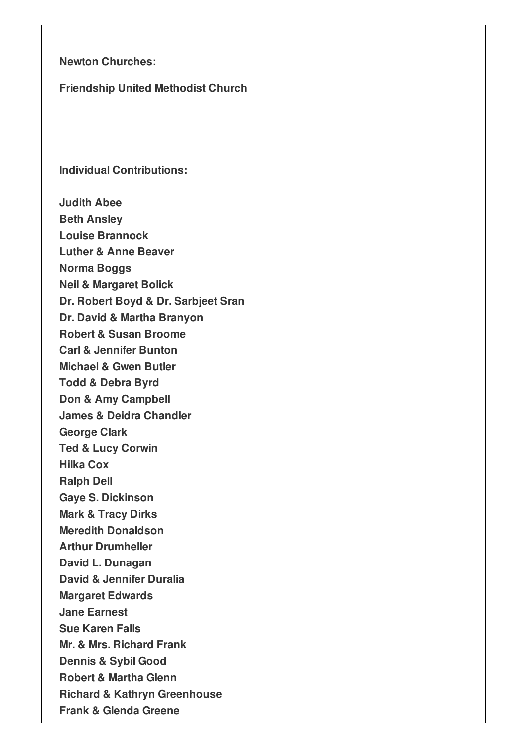**Newton Churches:**

**Friendship United Methodist Church**

**Individual Contributions:**

**Judith Abee**
**Beth Ansley**
**Louise Brannock**
**Luther & Anne Beaver**
**Norma Boggs**
**Neil & Margaret Bolick**
**Dr. Robert Boyd & Dr. Sarbjeet Sran**
**Dr. David & Martha Branyon**
**Robert & Susan Broome**
**Carl & Jennifer Bunton**
**Michael & Gwen Butler**
**Todd & Debra Byrd**
**Don & Amy Campbell**
**James & Deidra Chandler**
**George Clark**
**Ted & Lucy Corwin**
**Hilka Cox**
**Ralph Dell**
**Gaye S. Dickinson**
**Mark & Tracy Dirks**
**Meredith Donaldson**
**Arthur Drumheller**
**David L. Dunagan**
**David & Jennifer Duralia**
**Margaret Edwards**
**Jane Earnest**
**Sue Karen Falls**
**Mr. & Mrs. Richard Frank**
**Dennis & Sybil Good**
**Robert & Martha Glenn**
**Richard & Kathryn Greenhouse**
**Frank & Glenda Greene**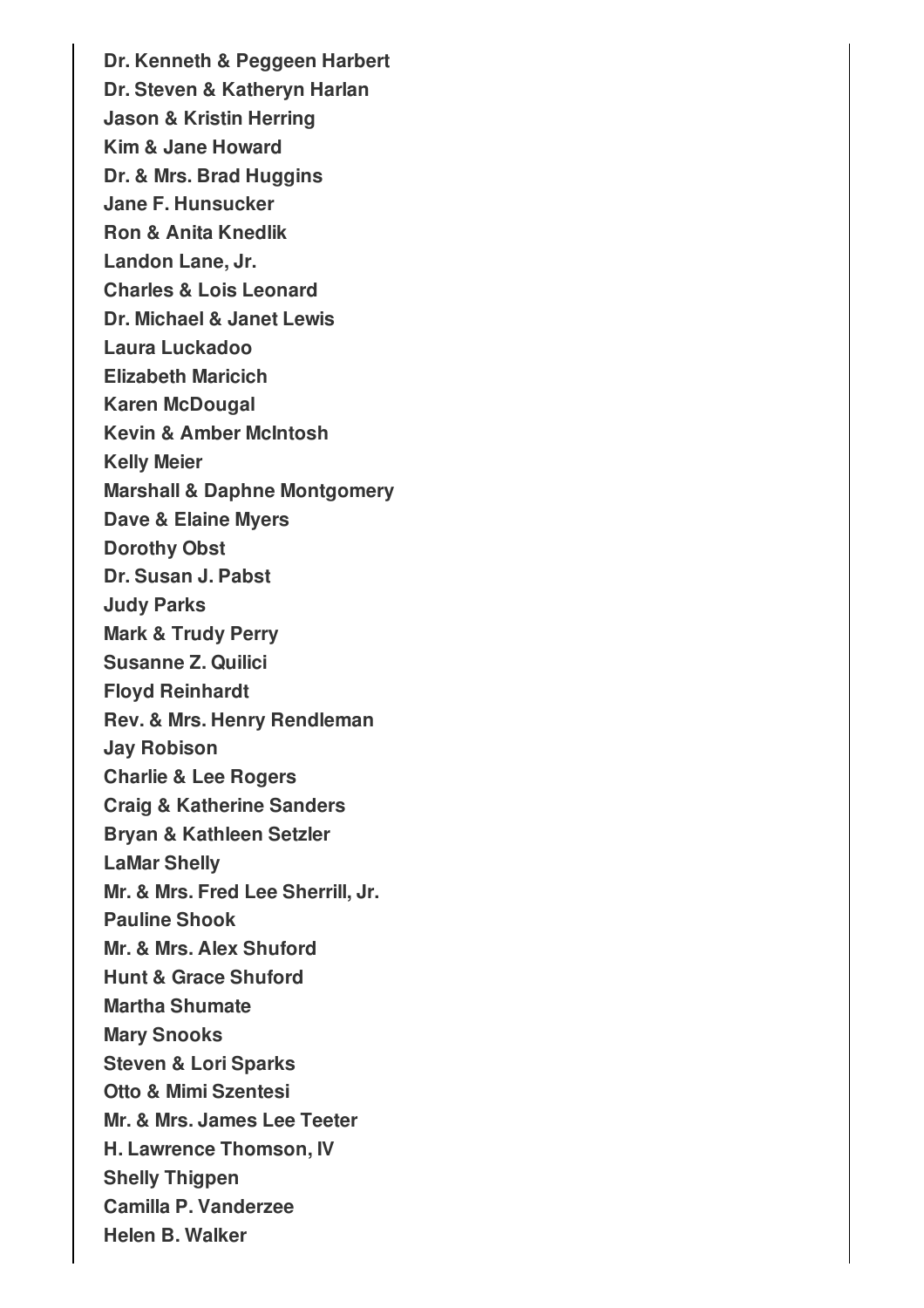**Dr. Kenneth & Peggeen Harbert**
**Dr. Steven & Katheryn Harlan**
**Jason & Kristin Herring**
**Kim & Jane Howard**
**Dr. & Mrs. Brad Huggins**
**Jane F. Hunsucker**
**Ron & Anita Knedlik**
**Landon Lane, Jr.**
**Charles & Lois Leonard**
**Dr. Michael & Janet Lewis**
**Laura Luckadoo**
**Elizabeth Maricich**
**Karen McDougal**
**Kevin & Amber McIntosh**
**Kelly Meier**
**Marshall & Daphne Montgomery**
**Dave & Elaine Myers**
**Dorothy Obst**
**Dr. Susan J. Pabst**
**Judy Parks**
**Mark & Trudy Perry**
**Susanne Z. Quilici**
**Floyd Reinhardt**
**Rev. & Mrs. Henry Rendleman**
**Jay Robison**
**Charlie & Lee Rogers**
**Craig & Katherine Sanders**
**Bryan & Kathleen Setzler**
**LaMar Shelly**
**Mr. & Mrs. Fred Lee Sherrill, Jr.**
**Pauline Shook**
**Mr. & Mrs. Alex Shuford**
**Hunt & Grace Shuford**
**Martha Shumate**
**Mary Snooks**
**Steven & Lori Sparks**
**Otto & Mimi Szentesi**
**Mr. & Mrs. James Lee Teeter**
**H. Lawrence Thomson, IV**
**Shelly Thigpen**
**Camilla P. Vanderzee**
**Helen B. Walker**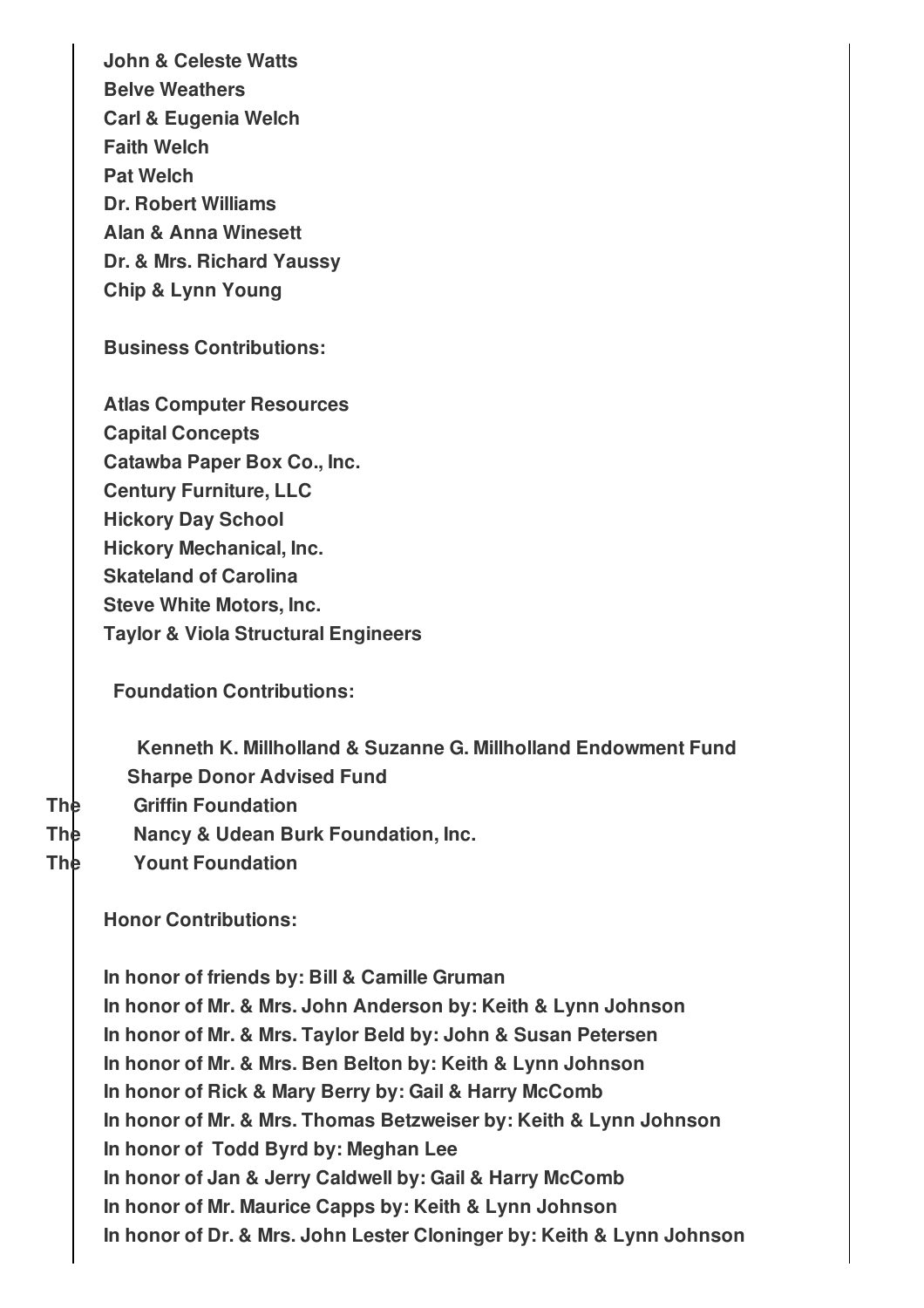**John & Celeste Watts**
**Belve Weathers**
**Carl & Eugenia Welch**
**Faith Welch**
**Pat Welch**
**Dr. Robert Williams**
**Alan & Anna Winesett**
**Dr. & Mrs. Richard Yaussy**
**Chip & Lynn Young**

**Business Contributions:**

**Atlas Computer Resources**
**Capital Concepts**
**Catawba Paper Box Co., Inc.**
**Century Furniture, LLC**
**Hickory Day School**
**Hickory Mechanical, Inc.**
**Skateland of Carolina**
**Steve White Motors, Inc.**
**Taylor & Viola Structural Engineers**

**Foundation Contributions:**

**Kenneth K. Millholland & Suzanne G. Millholland Endowment Fund**
**Sharpe Donor Advised Fund**
**The Griffin Foundation**
**The Nancy & Udean Burk Foundation, Inc.**
**The Yount Foundation**

**Honor Contributions:**

**In honor of friends by: Bill & Camille Gruman**
**In honor of Mr. & Mrs. John Anderson by: Keith & Lynn Johnson**
**In honor of Mr. & Mrs. Taylor Beld by: John & Susan Petersen**
**In honor of Mr. & Mrs. Ben Belton by: Keith & Lynn Johnson**
**In honor of Rick & Mary Berry by: Gail & Harry McComb**
**In honor of Mr. & Mrs. Thomas Betzweiser by: Keith & Lynn Johnson**
**In honor of Todd Byrd by: Meghan Lee**
**In honor of Jan & Jerry Caldwell by: Gail & Harry McComb**
**In honor of Mr. Maurice Capps by: Keith & Lynn Johnson**
**In honor of Dr. & Mrs. John Lester Cloninger by: Keith & Lynn Johnson**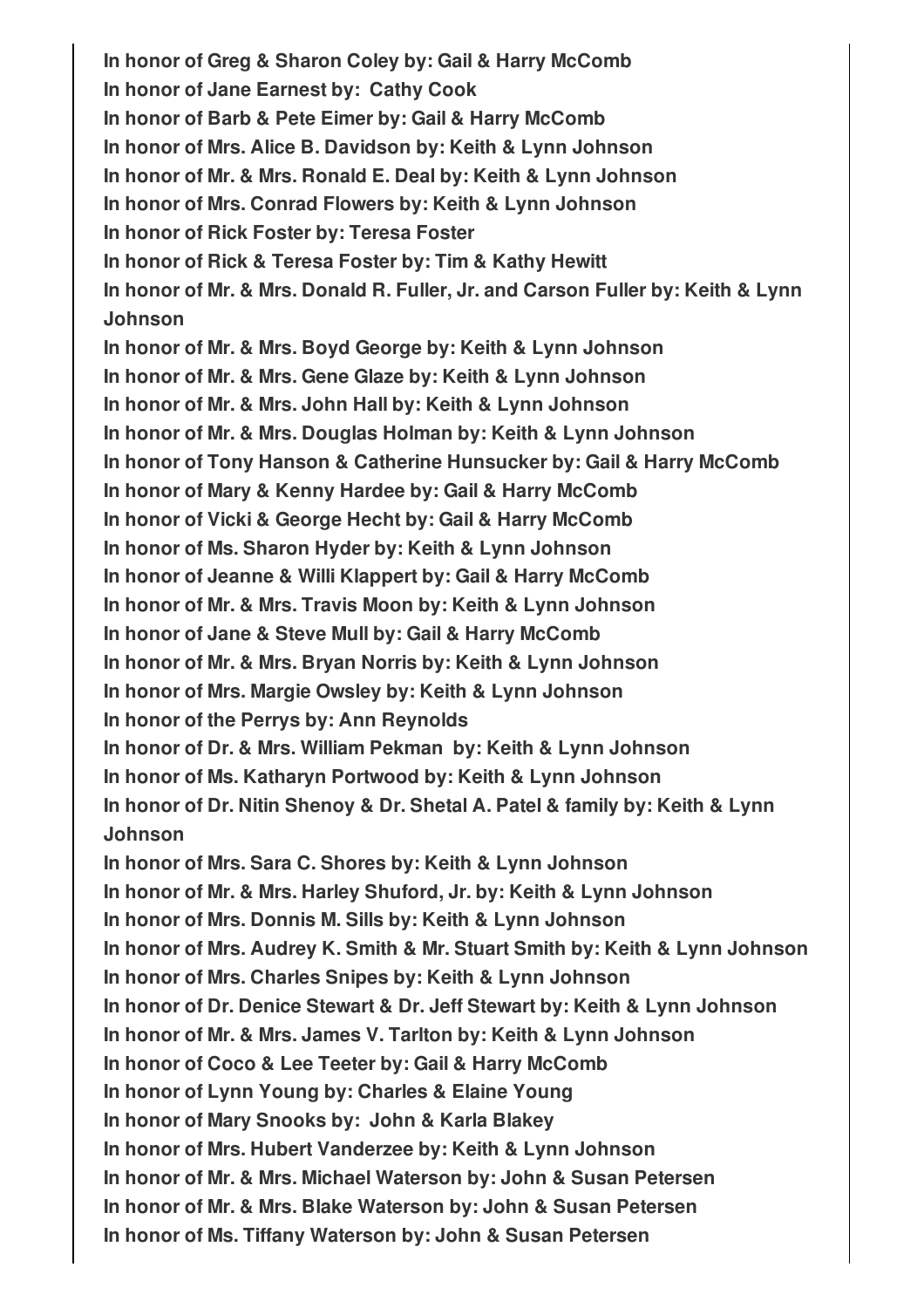**In honor of Greg & Sharon Coley by: Gail & Harry McComb**
**In honor of Jane Earnest by: Cathy Cook**
**In honor of Barb & Pete Eimer by: Gail & Harry McComb**
**In honor of Mrs. Alice B. Davidson by: Keith & Lynn Johnson**
**In honor of Mr. & Mrs. Ronald E. Deal by: Keith & Lynn Johnson**
**In honor of Mrs. Conrad Flowers by: Keith & Lynn Johnson**
**In honor of Rick Foster by: Teresa Foster**
**In honor of Rick & Teresa Foster by: Tim & Kathy Hewitt**
**In honor of Mr. & Mrs. Donald R. Fuller, Jr. and Carson Fuller by: Keith & Lynn Johnson**
**In honor of Mr. & Mrs. Boyd George by: Keith & Lynn Johnson**
**In honor of Mr. & Mrs. Gene Glaze by: Keith & Lynn Johnson**
**In honor of Mr. & Mrs. John Hall by: Keith & Lynn Johnson**
**In honor of Mr. & Mrs. Douglas Holman by: Keith & Lynn Johnson**
**In honor of Tony Hanson & Catherine Hunsucker by: Gail & Harry McComb**
**In honor of Mary & Kenny Hardee by: Gail & Harry McComb**
**In honor of Vicki & George Hecht by: Gail & Harry McComb**
**In honor of Ms. Sharon Hyder by: Keith & Lynn Johnson**
**In honor of Jeanne & Willi Klappert by: Gail & Harry McComb**
**In honor of Mr. & Mrs. Travis Moon by: Keith & Lynn Johnson**
**In honor of Jane & Steve Mull by: Gail & Harry McComb**
**In honor of Mr. & Mrs. Bryan Norris by: Keith & Lynn Johnson**
**In honor of Mrs. Margie Owsley by: Keith & Lynn Johnson**
**In honor of the Perrys by: Ann Reynolds**
**In honor of Dr. & Mrs. William Pekman by: Keith & Lynn Johnson**
**In honor of Ms. Katharyn Portwood by: Keith & Lynn Johnson**
**In honor of Dr. Nitin Shenoy & Dr. Shetal A. Patel & family by: Keith & Lynn Johnson**
**In honor of Mrs. Sara C. Shores by: Keith & Lynn Johnson**
**In honor of Mr. & Mrs. Harley Shuford, Jr. by: Keith & Lynn Johnson**
**In honor of Mrs. Donnis M. Sills by: Keith & Lynn Johnson**
**In honor of Mrs. Audrey K. Smith & Mr. Stuart Smith by: Keith & Lynn Johnson**
**In honor of Mrs. Charles Snipes by: Keith & Lynn Johnson**
**In honor of Dr. Denice Stewart & Dr. Jeff Stewart by: Keith & Lynn Johnson**
**In honor of Mr. & Mrs. James V. Tarlton by: Keith & Lynn Johnson**
**In honor of Coco & Lee Teeter by: Gail & Harry McComb**
**In honor of Lynn Young by: Charles & Elaine Young**
**In honor of Mary Snooks by: John & Karla Blakey**
**In honor of Mrs. Hubert Vanderzee by: Keith & Lynn Johnson**
**In honor of Mr. & Mrs. Michael Waterson by: John & Susan Petersen**
**In honor of Mr. & Mrs. Blake Waterson by: John & Susan Petersen**
**In honor of Ms. Tiffany Waterson by: John & Susan Petersen**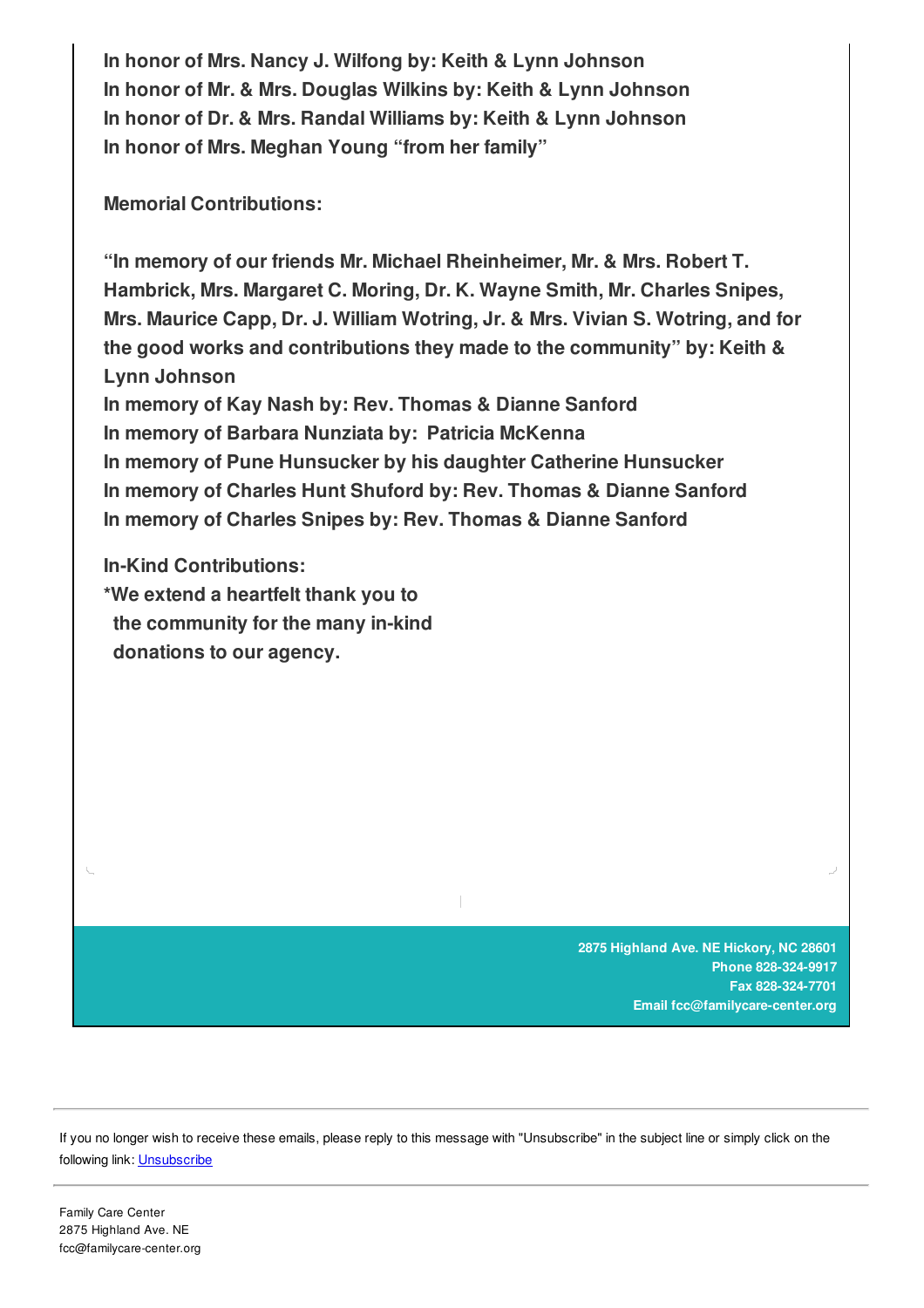**In honor of Mrs. Nancy J. Wilfong by: Keith & Lynn Johnson**
**In honor of Mr. & Mrs. Douglas Wilkins by: Keith & Lynn Johnson**
**In honor of Dr. & Mrs. Randal Williams by: Keith & Lynn Johnson**
**In honor of Mrs. Meghan Young "from her family"**

**Memorial Contributions:**

**"In memory of our friends Mr. Michael Rheinheimer, Mr. & Mrs. Robert T. Hambrick, Mrs. Margaret C. Moring, Dr. K. Wayne Smith, Mr. Charles Snipes, Mrs. Maurice Capp, Dr. J. William Wotring, Jr. & Mrs. Vivian S. Wotring, and for the good works and contributions they made to the community" by: Keith & Lynn Johnson**
**In memory of Kay Nash by: Rev. Thomas & Dianne Sanford**
**In memory of Barbara Nunziata by: Patricia McKenna**
**In memory of Pune Hunsucker by his daughter Catherine Hunsucker**
**In memory of Charles Hunt Shuford by: Rev. Thomas & Dianne Sanford**
**In memory of Charles Snipes by: Rev. Thomas & Dianne Sanford**

**In-Kind Contributions:**
**\*We extend a heartfelt thank you to the community for the many in-kind donations to our agency.**

**2875 Highland Ave. NE Hickory, NC 28601**
**Phone 828-324-9917**
**Fax 828-324-7701**
**Email fcc@familycare-center.org**

If you no longer wish to receive these emails, please reply to this message with "Unsubscribe" in the subject line or simply click on the following link: Unsubscribe

Family Care Center
2875 Highland Ave. NE
fcc@familycare-center.org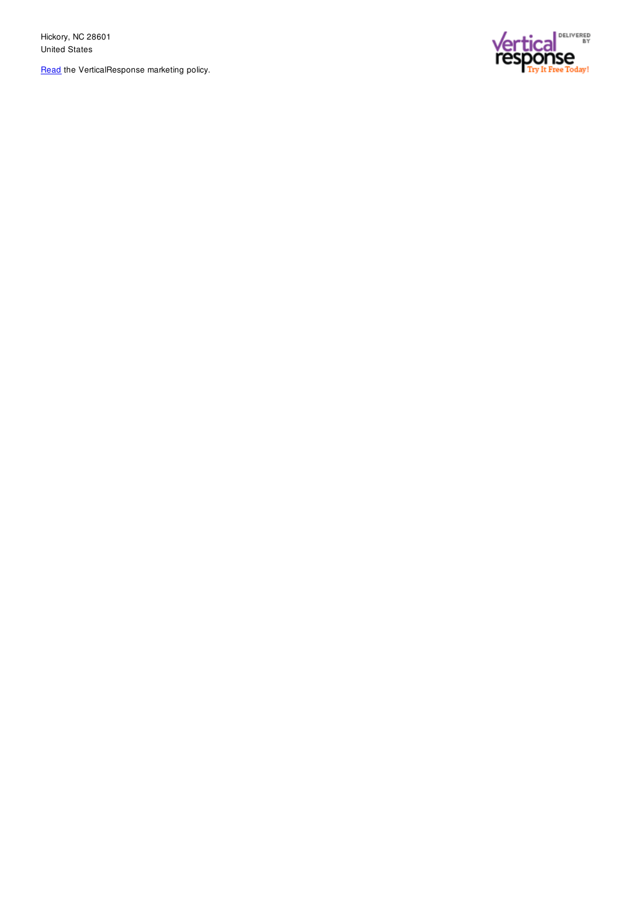Hickory, NC 28601
United States

Read the VerticalResponse marketing policy.